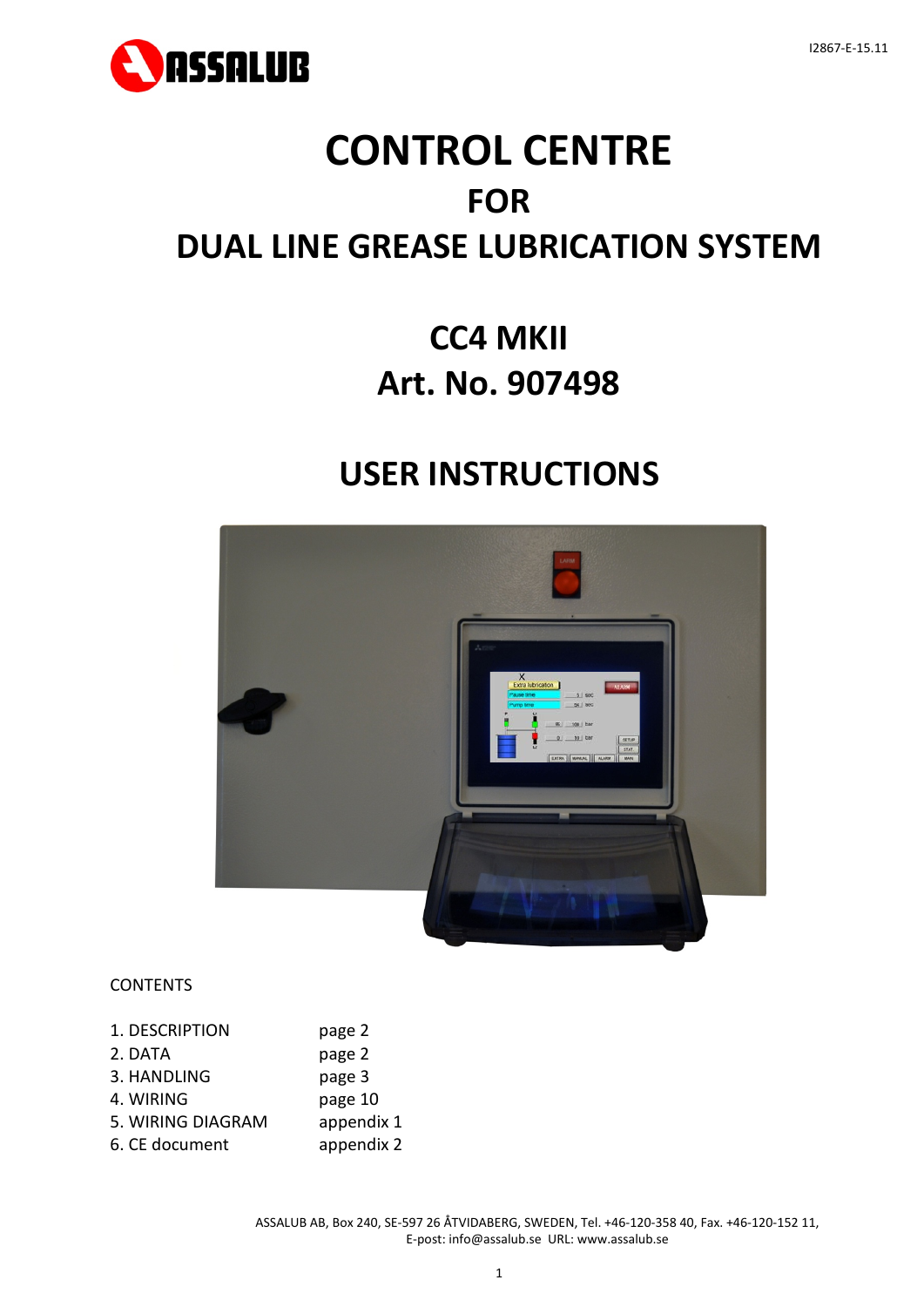I2867-E-15.11

# CONTROL CENTRE

## FOR

## DUAL LINE GREASE LUBRICATION SYSTEM

## CC4 MKII
## Art. No. 907498

## USER INSTRUCTIONS

CONTENTS

| | |
|---|---|
| 1. DESCRIPTION | page 2 |
| 2. DATA | page 2 |
| 3. HANDLING | page 3 |
| 4. WIRING | page 10 |
| 5. WIRING DIAGRAM | appendix 1 |
| 6. CE document | appendix 2 |

ASSALUB AB, Box 240, SE-597 26 ÅTVIDABERG, SWEDEN, Tel. +46-120-358 40, Fax. +46-120-152 11,
E-post: info@assalub.se URL: www.assalub.se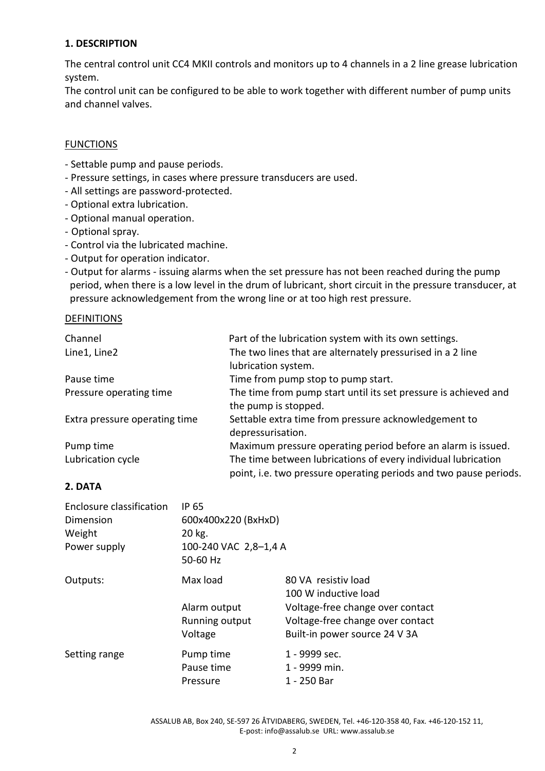## 1. DESCRIPTION

The central control unit CC4 MKII controls and monitors up to 4 channels in a 2 line grease lubrication system.
The control unit can be configured to be able to work together with different number of pump units and channel valves.

### FUNCTIONS

- Settable pump and pause periods.
- Pressure settings, in cases where pressure transducers are used.
- All settings are password-protected.
- Optional extra lubrication.
- Optional manual operation.
- Optional spray.
- Control via the lubricated machine.
- Output for operation indicator.
- Output for alarms - issuing alarms when the set pressure has not been reached during the pump period, when there is a low level in the drum of lubricant, short circuit in the pressure transducer, at pressure acknowledgement from the wrong line or at too high rest pressure.

### DEFINITIONS

| | |
|---|---|
| Channel | Part of the lubrication system with its own settings. |
| Line1, Line2 | The two lines that are alternately pressurised in a 2 line lubrication system. |
| Pause time | Time from pump stop to pump start. |
| Pressure operating time | The time from pump start until its set pressure is achieved and the pump is stopped. |
| Extra pressure operating time | Settable extra time from pressure acknowledgement to depressurisation. |
| Pump time | Maximum pressure operating period before an alarm is issued. |
| Lubrication cycle | The time between lubrications of every individual lubrication point, i.e. two pressure operating periods and two pause periods. |

## 2. DATA

| | | |
|---|---|---|
| Enclosure classification | IP 65 | |
| Dimension | 600x400x220 (BxHxD) | |
| Weight | 20 kg. | |
| Power supply | 100-240 VAC 2,8–1,4 A<br>50-60 Hz | |
| Outputs: | Max load | 80 VA resistiv load<br>100 W inductive load |
| | Alarm output | Voltage-free change over contact |
| | Running output | Voltage-free change over contact |
| | Voltage | Built-in power source 24 V 3A |
| Setting range | Pump time | 1 - 9999 sec. |
| | Pause time | 1 - 9999 min. |
| | Pressure | 1 - 250 Bar |

ASSALUB AB, Box 240, SE-597 26 ÅTVIDABERG, SWEDEN, Tel. +46-120-358 40, Fax. +46-120-152 11,
E-post: info@assalub.se URL: www.assalub.se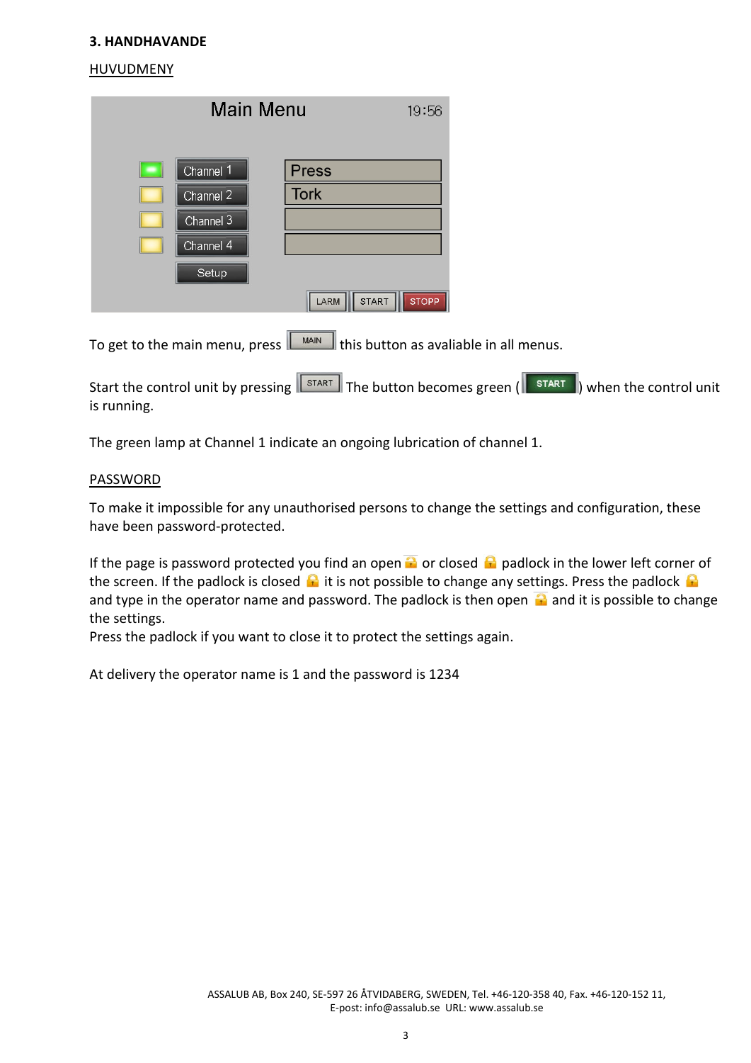**3. HANDHAVANDE**

HUVUDMENY

To get to the main menu, press MAIN this button as avaliable in all menus.

Start the control unit by pressing START The button becomes green (START) when the control unit is running.

The green lamp at Channel 1 indicate an ongoing lubrication of channel 1.

PASSWORD

To make it impossible for any unauthorised persons to change the settings and configuration, these have been password-protected.

If the page is password protected you find an open or closed padlock in the lower left corner of the screen. If the padlock is closed it is not possible to change any settings. Press the padlock and type in the operator name and password. The padlock is then open and it is possible to change the settings.
Press the padlock if you want to close it to protect the settings again.

At delivery the operator name is 1 and the password is 1234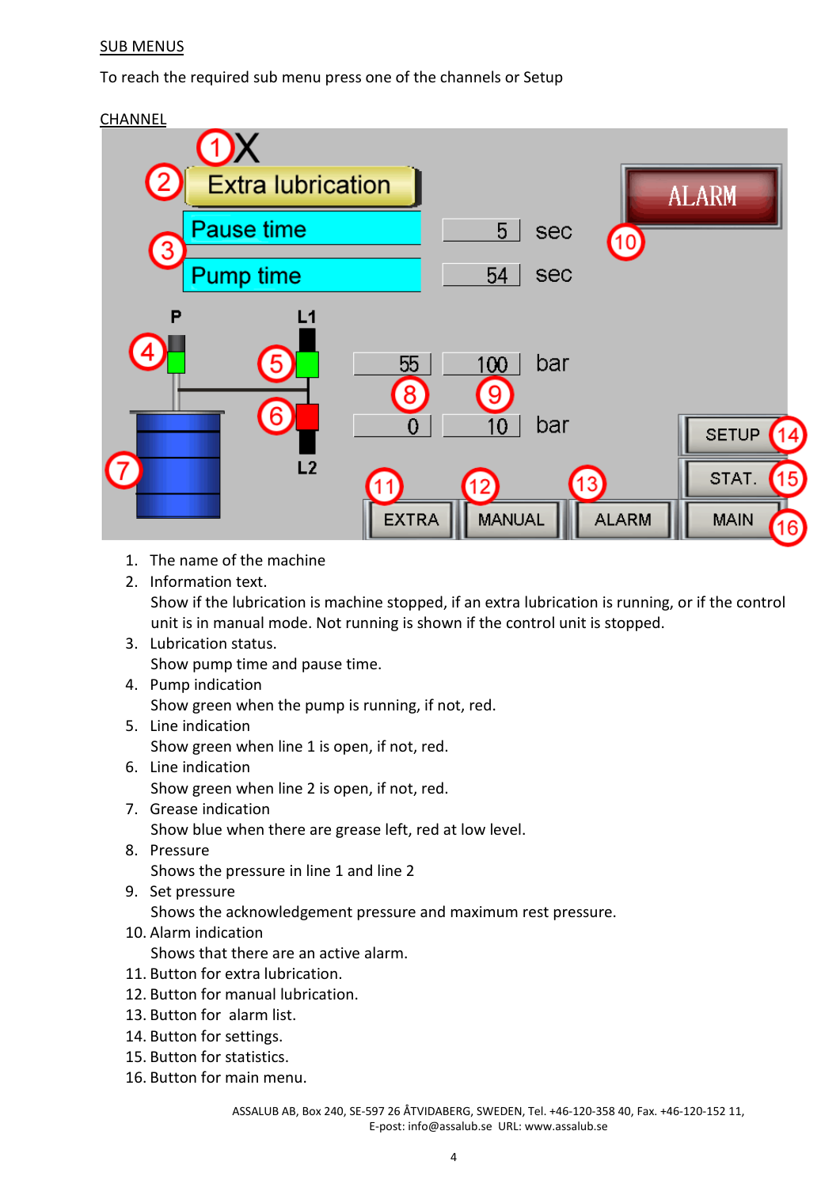SUB MENUS

To reach the required sub menu press one of the channels or Setup

CHANNEL

1. The name of the machine
2. Information text.
   Show if the lubrication is machine stopped, if an extra lubrication is running, or if the control unit is in manual mode. Not running is shown if the control unit is stopped.
3. Lubrication status.
   Show pump time and pause time.
4. Pump indication
   Show green when the pump is running, if not, red.
5. Line indication
   Show green when line 1 is open, if not, red.
6. Line indication
   Show green when line 2 is open, if not, red.
7. Grease indication
   Show blue when there are grease left, red at low level.
8. Pressure
   Shows the pressure in line 1 and line 2
9. Set pressure
   Shows the acknowledgement pressure and maximum rest pressure.
10. Alarm indication
    Shows that there are an active alarm.
11. Button for extra lubrication.
12. Button for manual lubrication.
13. Button for alarm list.
14. Button for settings.
15. Button for statistics.
16. Button for main menu.

ASSALUB AB, Box 240, SE-597 26 ÅTVIDABERG, SWEDEN, Tel. +46-120-358 40, Fax. +46-120-152 11,
E-post: info@assalub.se URL: www.assalub.se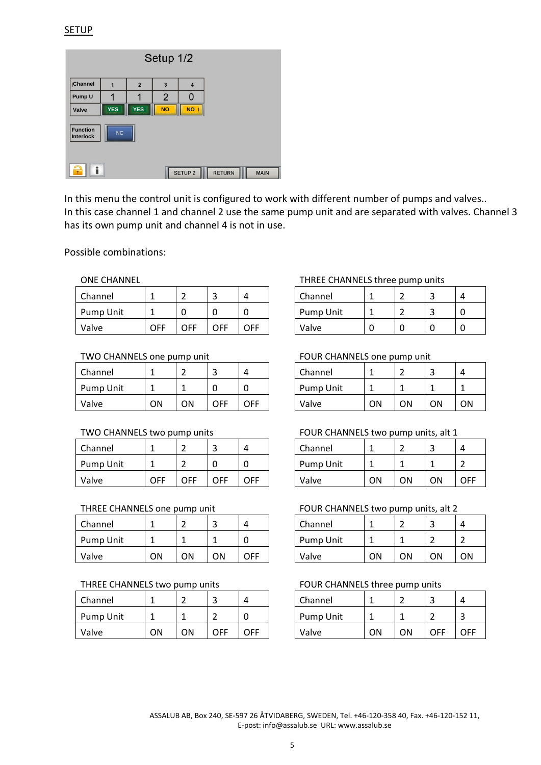SETUP

Setup 1/2

| Channel | 1 | 2 | 3 | 4 |
| --- | --- | --- | --- | --- |
| Pump U | 1 | 1 | 2 | 0 |
| Valve | YES | YES | NO | NO |

Function Interlock: NC

SETUP 2 | RETURN | MAIN

In this menu the control unit is configured to work with different number of pumps and valves..
In this case channel 1 and channel 2 use the same pump unit and are separated with valves. Channel 3 has its own pump unit and channel 4 is not in use.

Possible combinations:

ONE CHANNEL

| Channel | 1 | 2 | 3 | 4 |
| --- | --- | --- | --- | --- |
| Pump Unit | 1 | 0 | 0 | 0 |
| Valve | OFF | OFF | OFF | OFF |

TWO CHANNELS one pump unit

| Channel | 1 | 2 | 3 | 4 |
| --- | --- | --- | --- | --- |
| Pump Unit | 1 | 1 | 0 | 0 |
| Valve | ON | ON | OFF | OFF |

TWO CHANNELS two pump units

| Channel | 1 | 2 | 3 | 4 |
| --- | --- | --- | --- | --- |
| Pump Unit | 1 | 2 | 0 | 0 |
| Valve | OFF | OFF | OFF | OFF |

THREE CHANNELS one pump unit

| Channel | 1 | 2 | 3 | 4 |
| --- | --- | --- | --- | --- |
| Pump Unit | 1 | 1 | 1 | 0 |
| Valve | ON | ON | ON | OFF |

THREE CHANNELS two pump units

| Channel | 1 | 2 | 3 | 4 |
| --- | --- | --- | --- | --- |
| Pump Unit | 1 | 1 | 2 | 0 |
| Valve | ON | ON | OFF | OFF |

THREE CHANNELS three pump units

| Channel | 1 | 2 | 3 | 4 |
| --- | --- | --- | --- | --- |
| Pump Unit | 1 | 2 | 3 | 0 |
| Valve | 0 | 0 | 0 | 0 |

FOUR CHANNELS one pump unit

| Channel | 1 | 2 | 3 | 4 |
| --- | --- | --- | --- | --- |
| Pump Unit | 1 | 1 | 1 | 1 |
| Valve | ON | ON | ON | ON |

FOUR CHANNELS two pump units, alt 1

| Channel | 1 | 2 | 3 | 4 |
| --- | --- | --- | --- | --- |
| Pump Unit | 1 | 1 | 1 | 2 |
| Valve | ON | ON | ON | OFF |

FOUR CHANNELS two pump units, alt 2

| Channel | 1 | 2 | 3 | 4 |
| --- | --- | --- | --- | --- |
| Pump Unit | 1 | 1 | 2 | 2 |
| Valve | ON | ON | ON | ON |

FOUR CHANNELS three pump units

| Channel | 1 | 2 | 3 | 4 |
| --- | --- | --- | --- | --- |
| Pump Unit | 1 | 1 | 2 | 3 |
| Valve | ON | ON | OFF | OFF |

ASSALUB AB, Box 240, SE-597 26 ÅTVIDABERG, SWEDEN, Tel. +46-120-358 40, Fax. +46-120-152 11,
E-post: info@assalub.se URL: www.assalub.se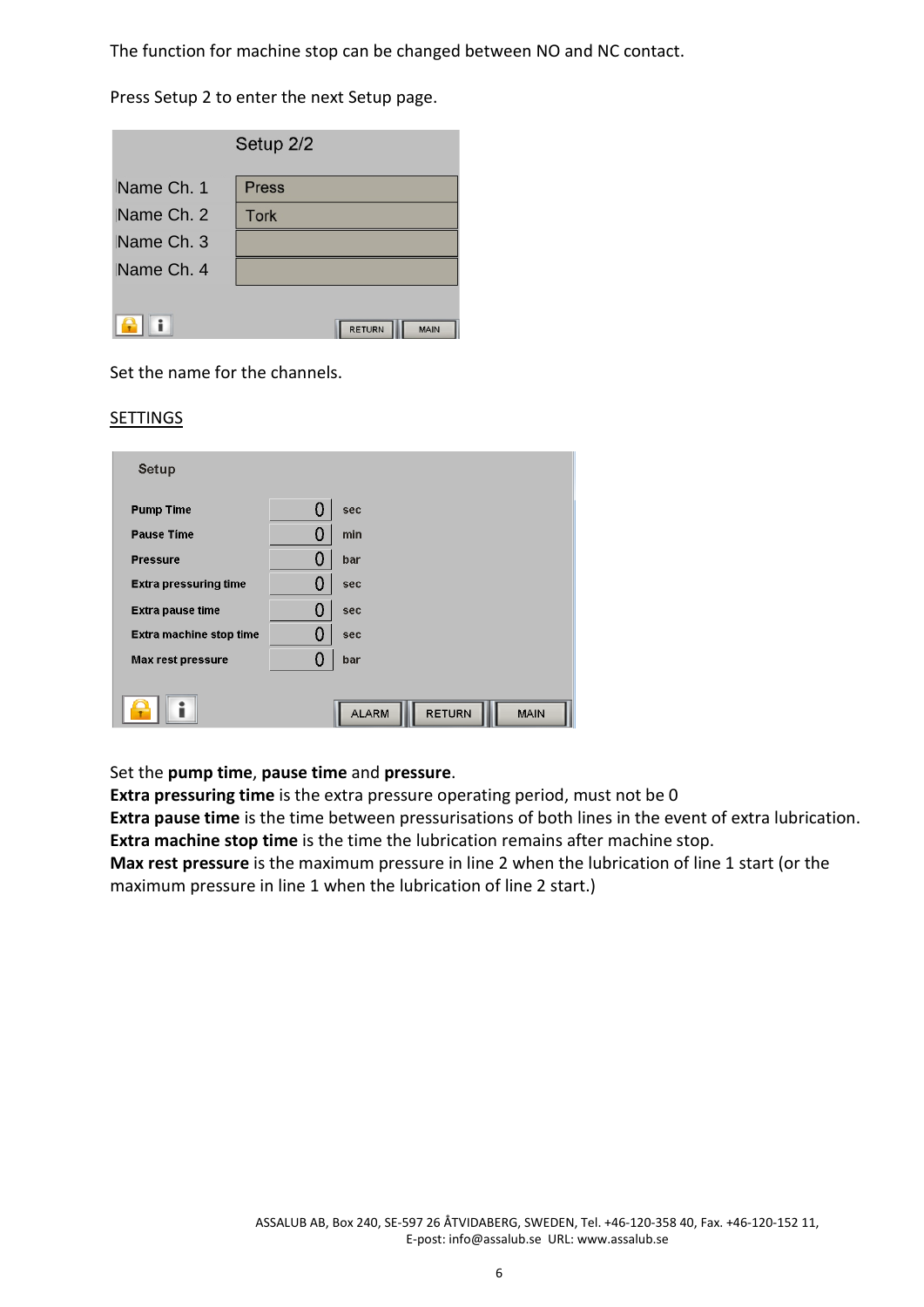The function for machine stop can be changed between NO and NC contact.

Press Setup 2 to enter the next Setup page.

Setup 2/2

| Name Ch. 1 | Press |
|---|---|
| Name Ch. 2 | Tork |
| Name Ch. 3 | |
| Name Ch. 4 | |

RETURN MAIN

Set the name for the channels.

SETTINGS

Setup

| Pump Time | 0 | sec |
|---|---|---|
| Pause Time | 0 | min |
| Pressure | 0 | bar |
| Extra pressuring time | 0 | sec |
| Extra pause time | 0 | sec |
| Extra machine stop time | 0 | sec |
| Max rest pressure | 0 | bar |

ALARM RETURN MAIN

Set the **pump time**, **pause time** and **pressure**.
**Extra pressuring time** is the extra pressure operating period, must not be 0
**Extra pause time** is the time between pressurisations of both lines in the event of extra lubrication.
**Extra machine stop time** is the time the lubrication remains after machine stop.
**Max rest pressure** is the maximum pressure in line 2 when the lubrication of line 1 start (or the maximum pressure in line 1 when the lubrication of line 2 start.)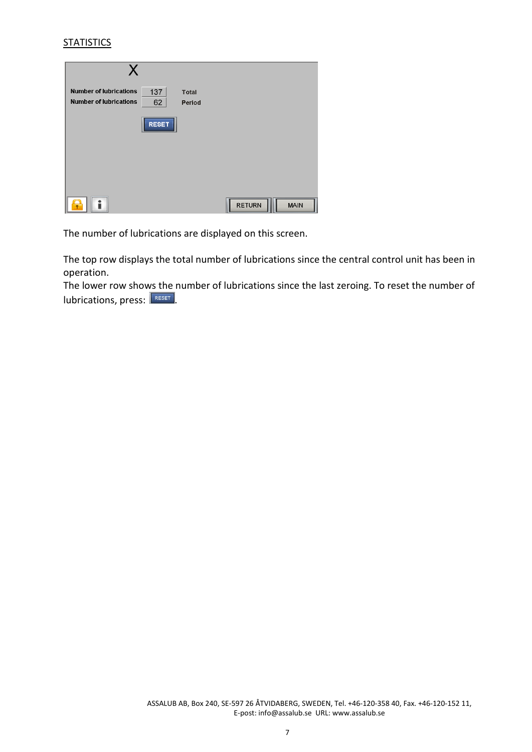STATISTICS

X

| Number of lubrications | 137 | Total |
| --- | --- | --- |
| Number of lubrications | 62 | Period |

RESET

RETURN MAIN

The number of lubrications are displayed on this screen.

The top row displays the total number of lubrications since the central control unit has been in operation.
The lower row shows the number of lubrications since the last zeroing. To reset the number of lubrications, press: RESET.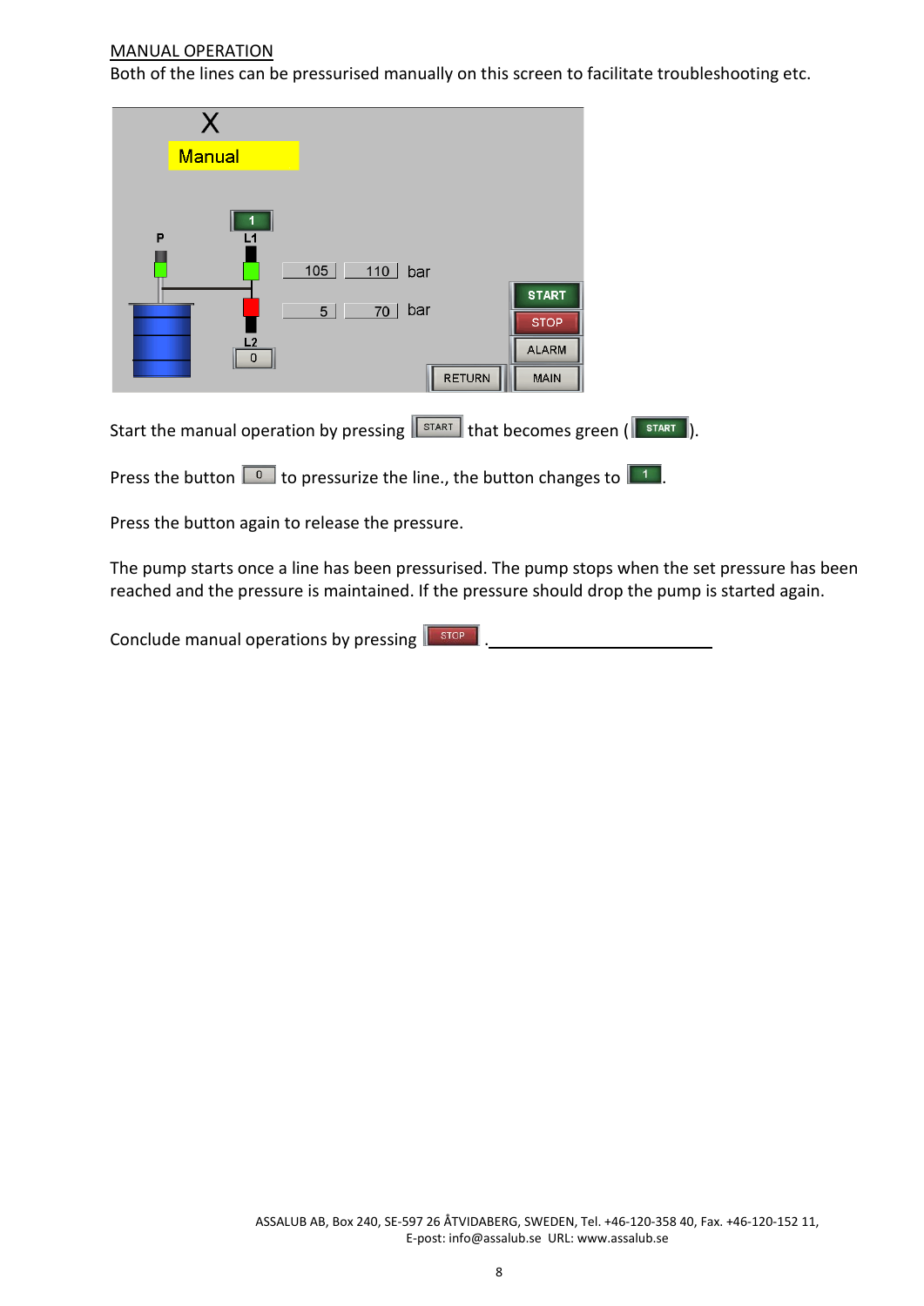MANUAL OPERATION

Both of the lines can be pressurised manually on this screen to facilitate troubleshooting etc.

Start the manual operation by pressing START that becomes green ( START ).

Press the button 0 to pressurize the line., the button changes to 1.

Press the button again to release the pressure.

The pump starts once a line has been pressurised. The pump stops when the set pressure has been reached and the pressure is maintained. If the pressure should drop the pump is started again.

Conclude manual operations by pressing STOP .

ASSALUB AB, Box 240, SE-597 26 ÅTVIDABERG, SWEDEN, Tel. +46-120-358 40, Fax. +46-120-152 11, E-post: info@assalub.se URL: www.assalub.se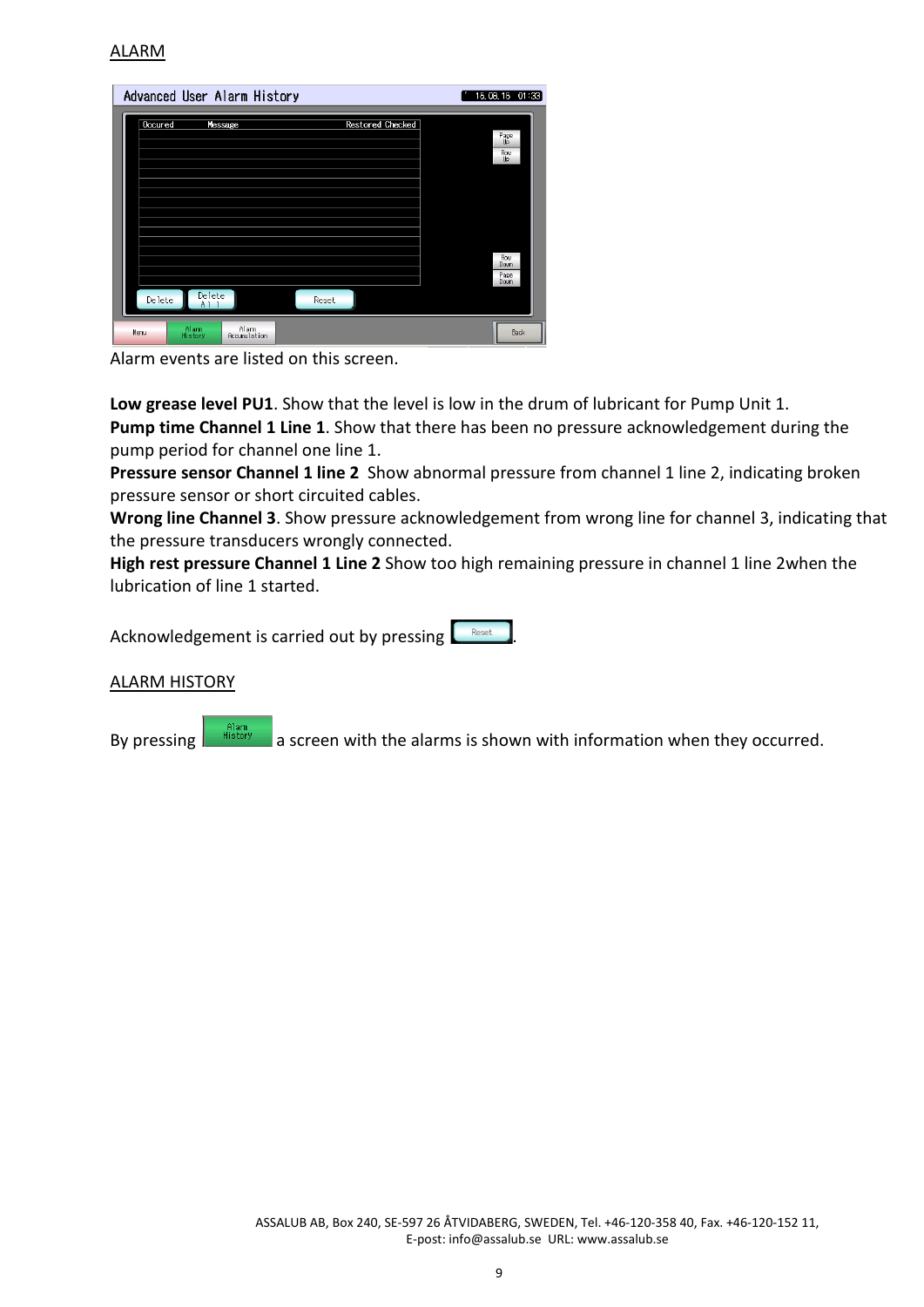ALARM

Alarm events are listed on this screen.

**Low grease level PU1**. Show that the level is low in the drum of lubricant for Pump Unit 1.
**Pump time Channel 1 Line 1**. Show that there has been no pressure acknowledgement during the pump period for channel one line 1.
**Pressure sensor Channel 1 line 2** Show abnormal pressure from channel 1 line 2, indicating broken pressure sensor or short circuited cables.
**Wrong line Channel 3**. Show pressure acknowledgement from wrong line for channel 3, indicating that the pressure transducers wrongly connected.
**High rest pressure Channel 1 Line 2** Show too high remaining pressure in channel 1 line 2when the lubrication of line 1 started.

Acknowledgement is carried out by pressing Reset.

ALARM HISTORY

By pressing Alarm History a screen with the alarms is shown with information when they occurred.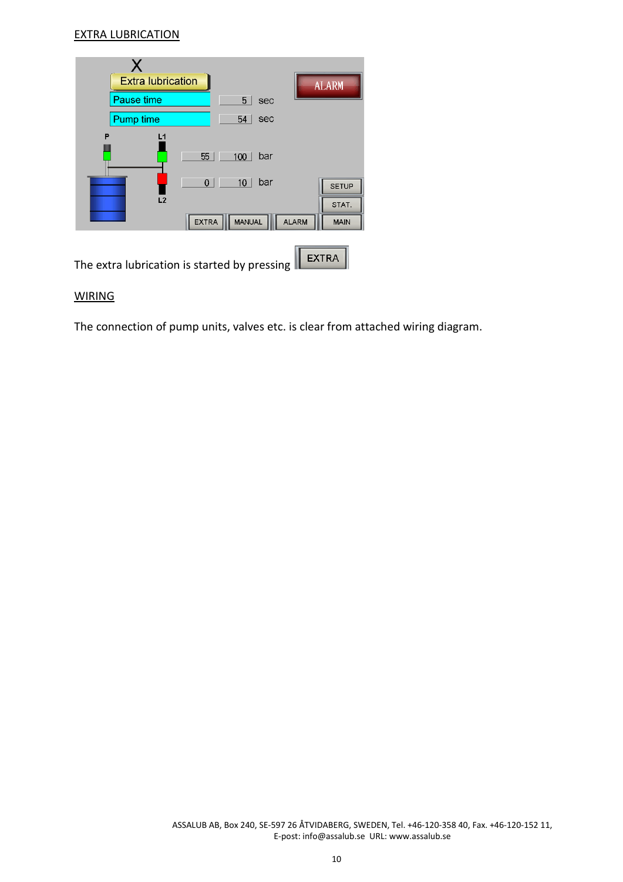## EXTRA LUBRICATION

The extra lubrication is started by pressing EXTRA

## WIRING

The connection of pump units, valves etc. is clear from attached wiring diagram.